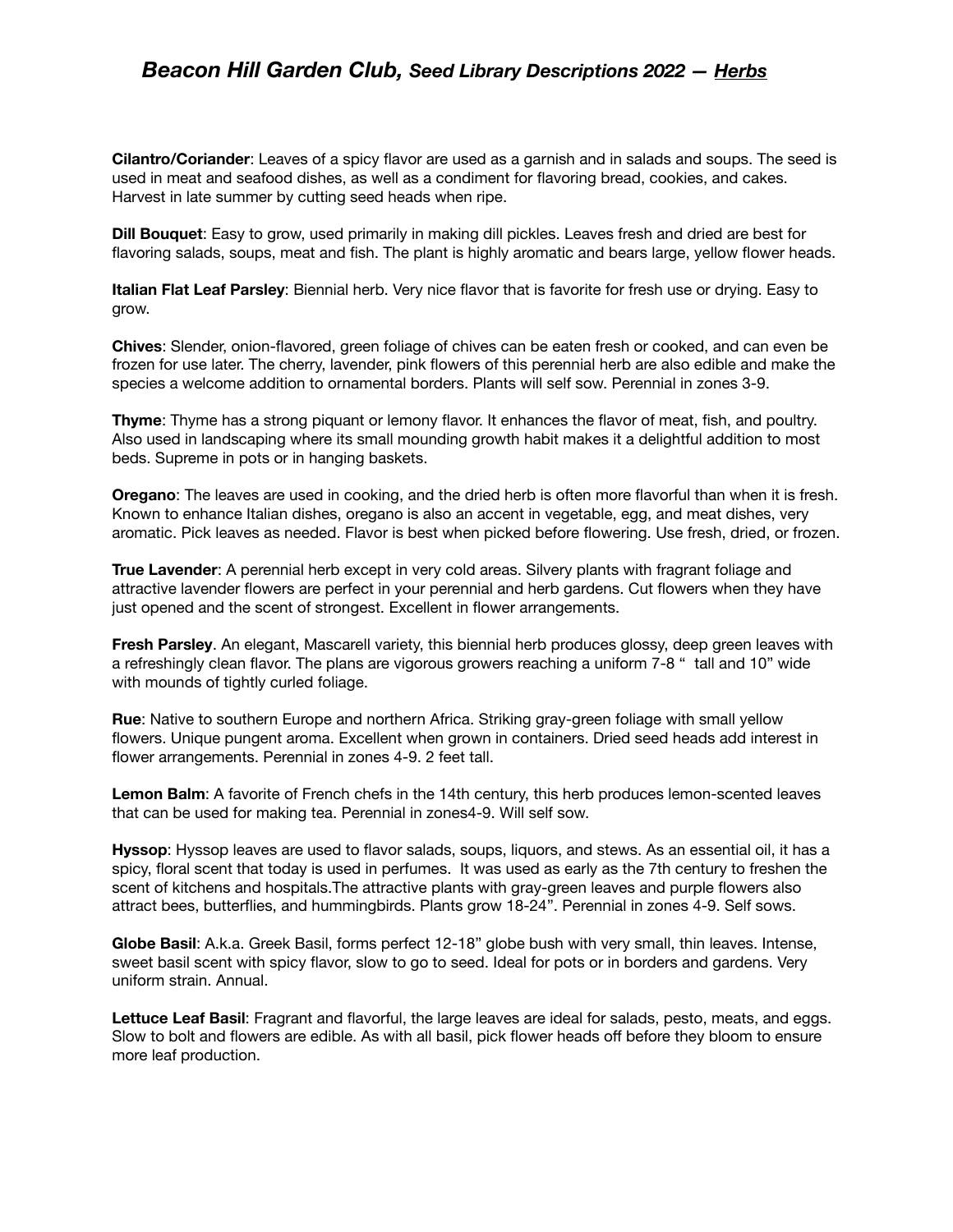# ***Beacon Hill Garden Club,*** ***Seed Library Descriptions 2022 — <u>Herbs</u>***

**Cilantro/Coriander**: Leaves of a spicy flavor are used as a garnish and in salads and soups. The seed is used in meat and seafood dishes, as well as a condiment for flavoring bread, cookies, and cakes. Harvest in late summer by cutting seed heads when ripe.

**Dill Bouquet**: Easy to grow, used primarily in making dill pickles. Leaves fresh and dried are best for flavoring salads, soups, meat and fish. The plant is highly aromatic and bears large, yellow flower heads.

**Italian Flat Leaf Parsley**: Biennial herb. Very nice flavor that is favorite for fresh use or drying. Easy to grow.

**Chives**: Slender, onion-flavored, green foliage of chives can be eaten fresh or cooked, and can even be frozen for use later. The cherry, lavender, pink flowers of this perennial herb are also edible and make the species a welcome addition to ornamental borders. Plants will self sow. Perennial in zones 3-9.

**Thyme**: Thyme has a strong piquant or lemony flavor. It enhances the flavor of meat, fish, and poultry. Also used in landscaping where its small mounding growth habit makes it a delightful addition to most beds. Supreme in pots or in hanging baskets.

**Oregano**: The leaves are used in cooking, and the dried herb is often more flavorful than when it is fresh. Known to enhance Italian dishes, oregano is also an accent in vegetable, egg, and meat dishes, very aromatic. Pick leaves as needed. Flavor is best when picked before flowering. Use fresh, dried, or frozen.

**True Lavender**: A perennial herb except in very cold areas. Silvery plants with fragrant foliage and attractive lavender flowers are perfect in your perennial and herb gardens. Cut flowers when they have just opened and the scent of strongest. Excellent in flower arrangements.

**Fresh Parsley**. An elegant, Mascarell variety, this biennial herb produces glossy, deep green leaves with a refreshingly clean flavor. The plans are vigorous growers reaching a uniform 7-8 " tall and 10" wide with mounds of tightly curled foliage.

**Rue**: Native to southern Europe and northern Africa. Striking gray-green foliage with small yellow flowers. Unique pungent aroma. Excellent when grown in containers. Dried seed heads add interest in flower arrangements. Perennial in zones 4-9. 2 feet tall.

**Lemon Balm**: A favorite of French chefs in the 14th century, this herb produces lemon-scented leaves that can be used for making tea. Perennial in zones4-9. Will self sow.

**Hyssop**: Hyssop leaves are used to flavor salads, soups, liquors, and stews. As an essential oil, it has a spicy, floral scent that today is used in perfumes. It was used as early as the 7th century to freshen the scent of kitchens and hospitals.The attractive plants with gray-green leaves and purple flowers also attract bees, butterflies, and hummingbirds. Plants grow 18-24". Perennial in zones 4-9. Self sows.

**Globe Basil**: A.k.a. Greek Basil, forms perfect 12-18" globe bush with very small, thin leaves. Intense, sweet basil scent with spicy flavor, slow to go to seed. Ideal for pots or in borders and gardens. Very uniform strain. Annual.

**Lettuce Leaf Basil**: Fragrant and flavorful, the large leaves are ideal for salads, pesto, meats, and eggs. Slow to bolt and flowers are edible. As with all basil, pick flower heads off before they bloom to ensure more leaf production.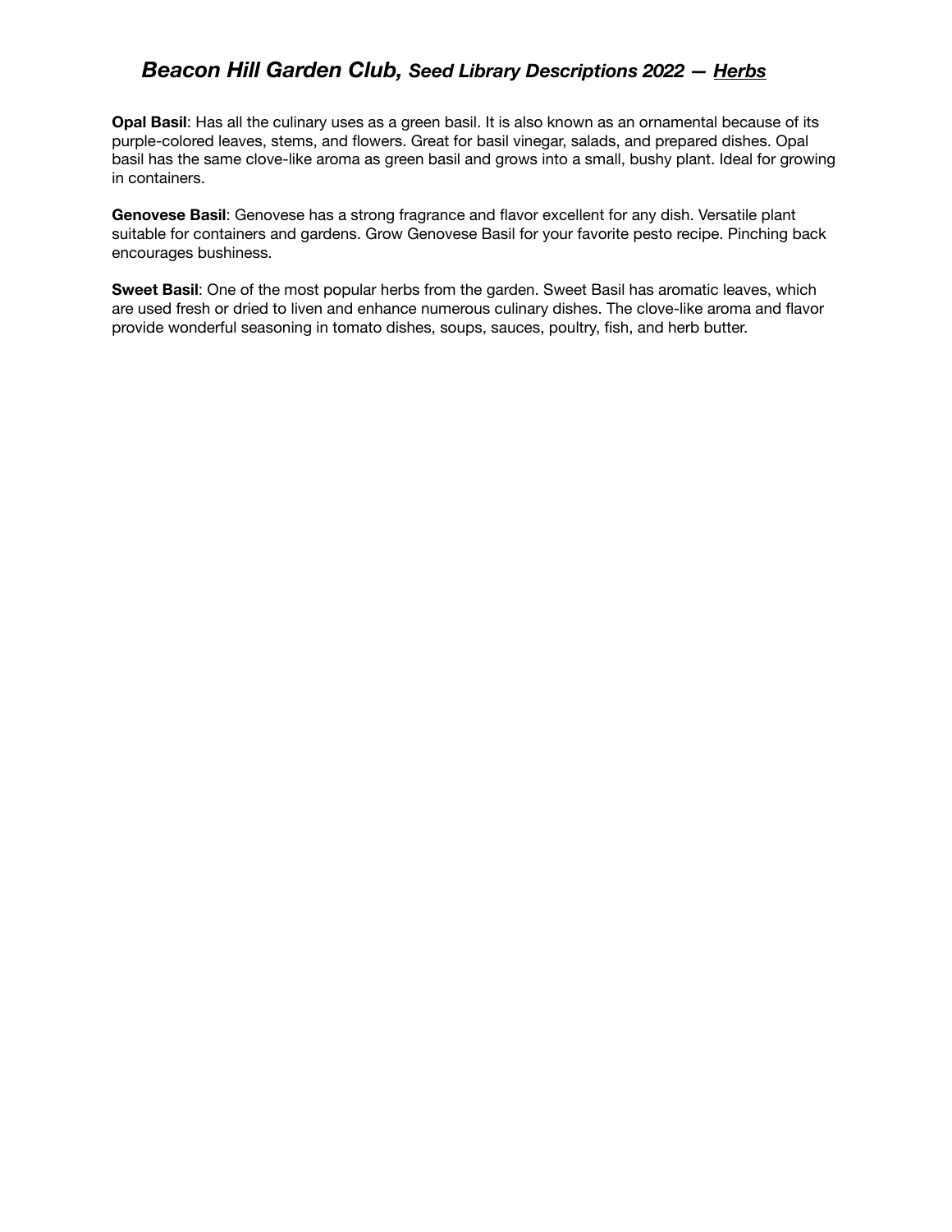# *Beacon Hill Garden Club, Seed Library Descriptions 2022 — Herbs*

**Opal Basil**: Has all the culinary uses as a green basil. It is also known as an ornamental because of its purple-colored leaves, stems, and flowers. Great for basil vinegar, salads, and prepared dishes. Opal basil has the same clove-like aroma as green basil and grows into a small, bushy plant. Ideal for growing in containers.

**Genovese Basil**: Genovese has a strong fragrance and flavor excellent for any dish. Versatile plant suitable for containers and gardens. Grow Genovese Basil for your favorite pesto recipe. Pinching back encourages bushiness.

**Sweet Basil**: One of the most popular herbs from the garden. Sweet Basil has aromatic leaves, which are used fresh or dried to liven and enhance numerous culinary dishes. The clove-like aroma and flavor provide wonderful seasoning in tomato dishes, soups, sauces, poultry, fish, and herb butter.